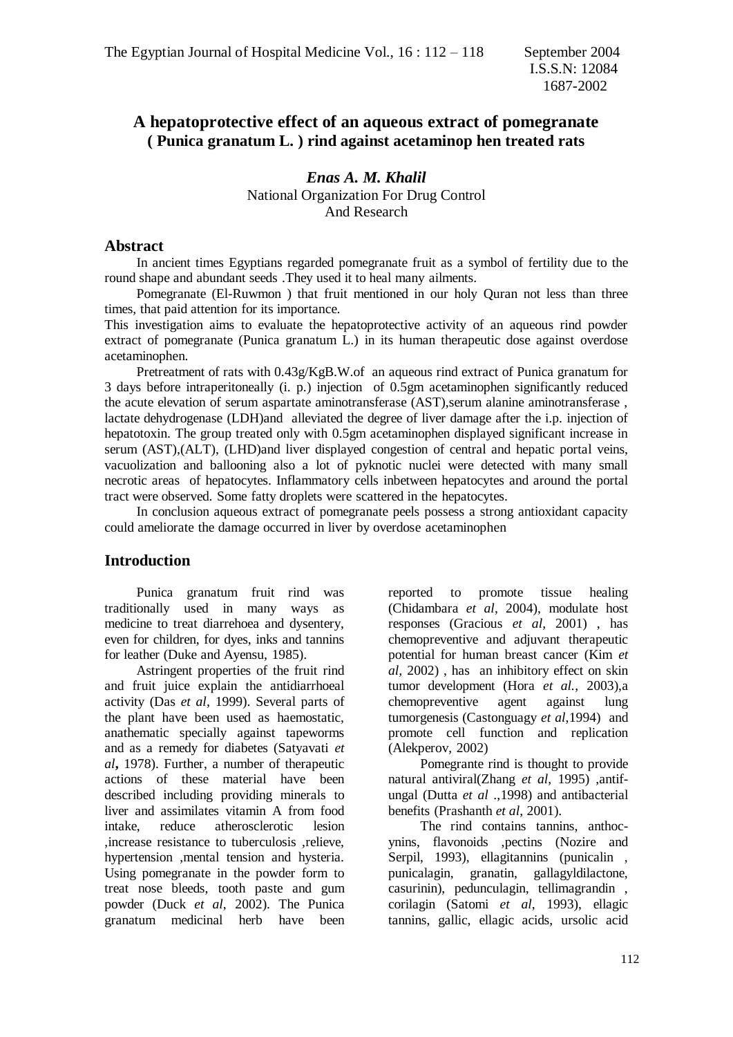# A hepatoprotective effect of an aqueous extract of pomegranate ( Punica granatum L. ) rind against acetaminop hen treated rats

***Enas A. M. Khalil***

National Organization For Drug Control And Research

## Abstract

In ancient times Egyptians regarded pomegranate fruit as a symbol of fertility due to the round shape and abundant seeds .They used it to heal many ailments.

Pomegranate (El-Ruwmon ) that fruit mentioned in our holy Quran not less than three times, that paid attention for its importance.

This investigation aims to evaluate the hepatoprotective activity of an aqueous rind powder extract of pomegranate (Punica granatum L.) in its human therapeutic dose against overdose acetaminophen.

Pretreatment of rats with 0.43g/KgB.W.of an aqueous rind extract of Punica granatum for 3 days before intraperitoneally (i. p.) injection of 0.5gm acetaminophen significantly reduced the acute elevation of serum aspartate aminotransferase (AST),serum alanine aminotransferase , lactate dehydrogenase (LDH)and alleviated the degree of liver damage after the i.p. injection of hepatotoxin. The group treated only with 0.5gm acetaminophen displayed significant increase in serum (AST),(ALT), (LHD)and liver displayed congestion of central and hepatic portal veins, vacuolization and ballooning also a lot of pyknotic nuclei were detected with many small necrotic areas of hepatocytes. Inflammatory cells inbetween hepatocytes and around the portal tract were observed. Some fatty droplets were scattered in the hepatocytes.

In conclusion aqueous extract of pomegranate peels possess a strong antioxidant capacity could ameliorate the damage occurred in liver by overdose acetaminophen

## Introduction

Punica granatum fruit rind was traditionally used in many ways as medicine to treat diarrehoea and dysentery, even for children, for dyes, inks and tannins for leather (Duke and Ayensu, 1985).

Astringent properties of the fruit rind and fruit juice explain the antidiarrhoeal activity (Das *et al*, 1999). Several parts of the plant have been used as haemostatic, anathematic specially against tapeworms and as a remedy for diabetes (Satyavati *et al***,** 1978). Further, a number of therapeutic actions of these material have been described including providing minerals to liver and assimilates vitamin A from food intake, reduce atherosclerotic lesion ,increase resistance to tuberculosis ,relieve, hypertension ,mental tension and hysteria. Using pomegranate in the powder form to treat nose bleeds, tooth paste and gum powder (Duck *et al*, 2002). The Punica granatum medicinal herb have been reported to promote tissue healing (Chidambara *et al*, 2004), modulate host responses (Gracious *et al*, 2001) , has chemopreventive and adjuvant therapeutic potential for human breast cancer (Kim *et al,* 2002) , has an inhibitory effect on skin tumor development (Hora *et al.*, 2003),a chemopreventive agent against lung tumorgenesis (Castonguagy *et al*,1994) and promote cell function and replication (Alekperov, 2002)

Pomegrante rind is thought to provide natural antiviral(Zhang *et al*, 1995) ,antif-ungal (Dutta *et al* .,1998) and antibacterial benefits (Prashanth *et al*, 2001).

The rind contains tannins, anthoc-ynins, flavonoids ,pectins (Nozire and Serpil, 1993), ellagitannins (punicalin , punicalagin, granatin, gallagyldilactone, casurinin), pedunculagin, tellimagrandin , corilagin (Satomi *et al*, 1993), ellagic tannins, gallic, ellagic acids, ursolic acid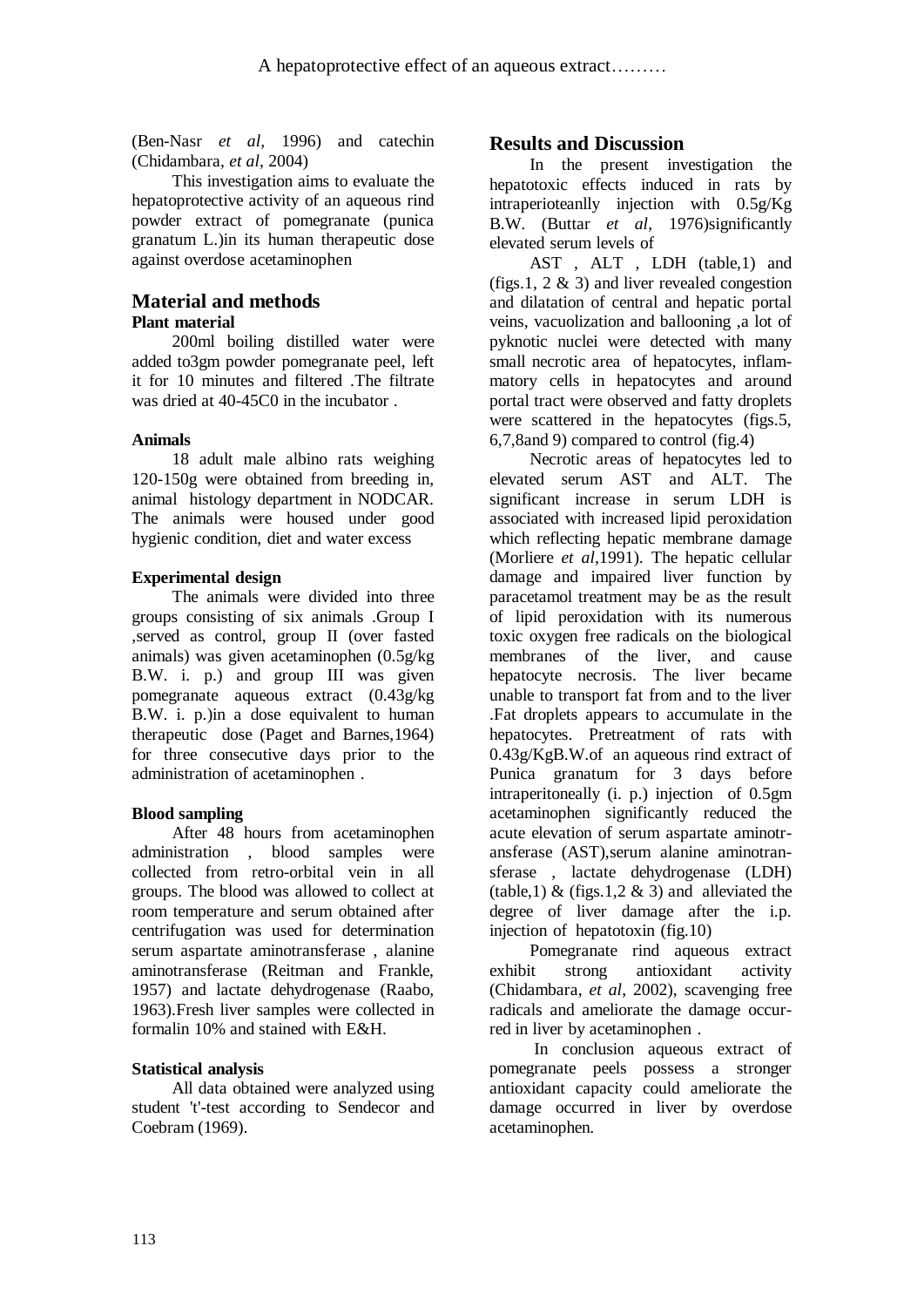(Ben-Nasr *et al*, 1996) and catechin (Chidambara, *et al*, 2004)

This investigation aims to evaluate the hepatoprotective activity of an aqueous rind powder extract of pomegranate (punica granatum L.)in its human therapeutic dose against overdose acetaminophen

## Material and methods

### Plant material

200ml boiling distilled water were added to3gm powder pomegranate peel, left it for 10 minutes and filtered .The filtrate was dried at 40-45C0 in the incubator .

### Animals

18 adult male albino rats weighing 120-150g were obtained from breeding in, animal histology department in NODCAR. The animals were housed under good hygienic condition, diet and water excess

### Experimental design

The animals were divided into three groups consisting of six animals .Group I ,served as control, group II (over fasted animals) was given acetaminophen (0.5g/kg B.W. i. p.) and group III was given pomegranate aqueous extract (0.43g/kg B.W. i. p.)in a dose equivalent to human therapeutic dose (Paget and Barnes,1964) for three consecutive days prior to the administration of acetaminophen .

### Blood sampling

After 48 hours from acetaminophen administration , blood samples were collected from retro-orbital vein in all groups. The blood was allowed to collect at room temperature and serum obtained after centrifugation was used for determination serum aspartate aminotransferase , alanine aminotransferase (Reitman and Frankle, 1957) and lactate dehydrogenase (Raabo, 1963).Fresh liver samples were collected in formalin 10% and stained with E&H.

### Statistical analysis

All data obtained were analyzed using student 't'-test according to Sendecor and Coebram (1969).

## Results and Discussion

In the present investigation the hepatotoxic effects induced in rats by intraperioteanlly injection with 0.5g/Kg B.W. (Buttar *et al*, 1976)significantly elevated serum levels of

AST , ALT , LDH (table,1) and (figs.1, 2 & 3) and liver revealed congestion and dilatation of central and hepatic portal veins, vacuolization and ballooning ,a lot of pyknotic nuclei were detected with many small necrotic area of hepatocytes, inflammatory cells in hepatocytes and around portal tract were observed and fatty droplets were scattered in the hepatocytes (figs.5, 6,7,8and 9) compared to control (fig.4)

Necrotic areas of hepatocytes led to elevated serum AST and ALT. The significant increase in serum LDH is associated with increased lipid peroxidation which reflecting hepatic membrane damage (Morliere *et al*,1991). The hepatic cellular damage and impaired liver function by paracetamol treatment may be as the result of lipid peroxidation with its numerous toxic oxygen free radicals on the biological membranes of the liver, and cause hepatocyte necrosis. The liver became unable to transport fat from and to the liver .Fat droplets appears to accumulate in the hepatocytes. Pretreatment of rats with 0.43g/KgB.W.of an aqueous rind extract of Punica granatum for 3 days before intraperitoneally (i. p.) injection of 0.5gm acetaminophen significantly reduced the acute elevation of serum aspartate aminotransferase (AST),serum alanine aminotransferase , lactate dehydrogenase (LDH) (table,1) & (figs.1,2 & 3) and alleviated the degree of liver damage after the i.p. injection of hepatotoxin (fig.10)

Pomegranate rind aqueous extract exhibit strong antioxidant activity (Chidambara, *et al*, 2002), scavenging free radicals and ameliorate the damage occurred in liver by acetaminophen .

In conclusion aqueous extract of pomegranate peels possess a stronger antioxidant capacity could ameliorate the damage occurred in liver by overdose acetaminophen.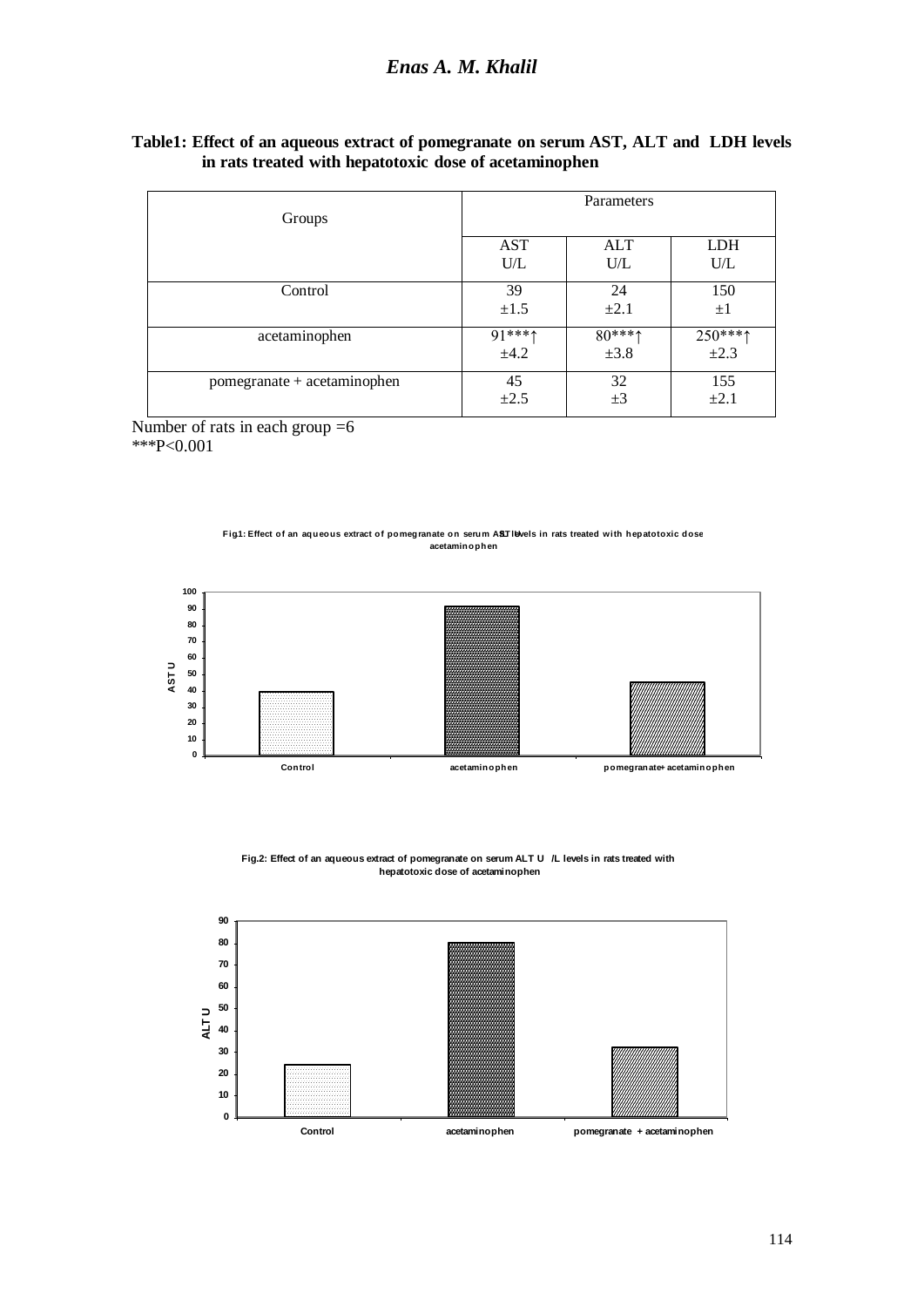**Table1: Effect of an aqueous extract of pomegranate on serum AST, ALT and LDH levels in rats treated with hepatotoxic dose of acetaminophen**

| Groups | Parameters | | |
|---|---|---|---|
| | AST U/L | ALT U/L | LDH U/L |
| Control | 39 ±1.5 | 24 ±2.1 | 150 ±1 |
| acetaminophen | 91***↑ ±4.2 | 80***↑ ±3.8 | 250***↑ ±2.3 |
| pomegranate + acetaminophen | 45 ±2.5 | 32 ±3 | 155 ±2.1 |

Number of rats in each group =6
***P<0.001

**Fig1: Effect of an aqueous extract of pomegranate on serum AST levels in rats treated with hepatotoxic dose acetaminophen**

**Fig.2: Effect of an aqueous extract of pomegranate on serum ALT U /L levels in rats treated with hepatotoxic dose of acetaminophen**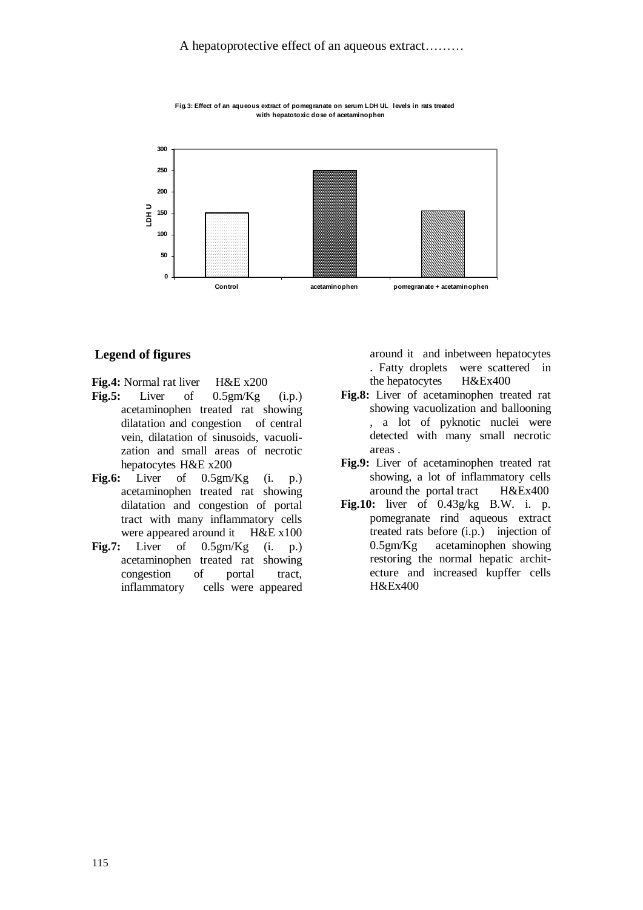**Fig.3: Effect of an aqueous extract of pomegranate on serum LDH UL levels in rats treated with hepatotoxic dose of acetaminophen**

| Group | LDH U |
|---|---|
| Control | ~150 |
| acetaminophen | ~250 |
| pomegranate + acetaminophen | ~155 |

## Legend of figures

**Fig.4:** Normal rat liver H&E x200

**Fig.5:** Liver of 0.5gm/Kg (i.p.) acetaminophen treated rat showing dilatation and congestion of central vein, dilatation of sinusoids, vacuolization and small areas of necrotic hepatocytes H&E x200

**Fig.6:** Liver of 0.5gm/Kg (i. p.) acetaminophen treated rat showing dilatation and congestion of portal tract with many inflammatory cells were appeared around it H&E x100

**Fig.7:** Liver of 0.5gm/Kg (i. p.) acetaminophen treated rat showing congestion of portal tract, inflammatory cells were appeared around it and inbetween hepatocytes . Fatty droplets were scattered in the hepatocytes H&Ex400

**Fig.8:** Liver of acetaminophen treated rat showing vacuolization and ballooning , a lot of pyknotic nuclei were detected with many small necrotic areas .

**Fig.9:** Liver of acetaminophen treated rat showing, a lot of inflammatory cells around the portal tract H&Ex400

**Fig.10:** liver of 0.43g/kg B.W. i. p. pomegranate rind aqueous extract treated rats before (i.p.) injection of 0.5gm/Kg acetaminophen showing restoring the normal hepatic architecture and increased kupffer cells H&Ex400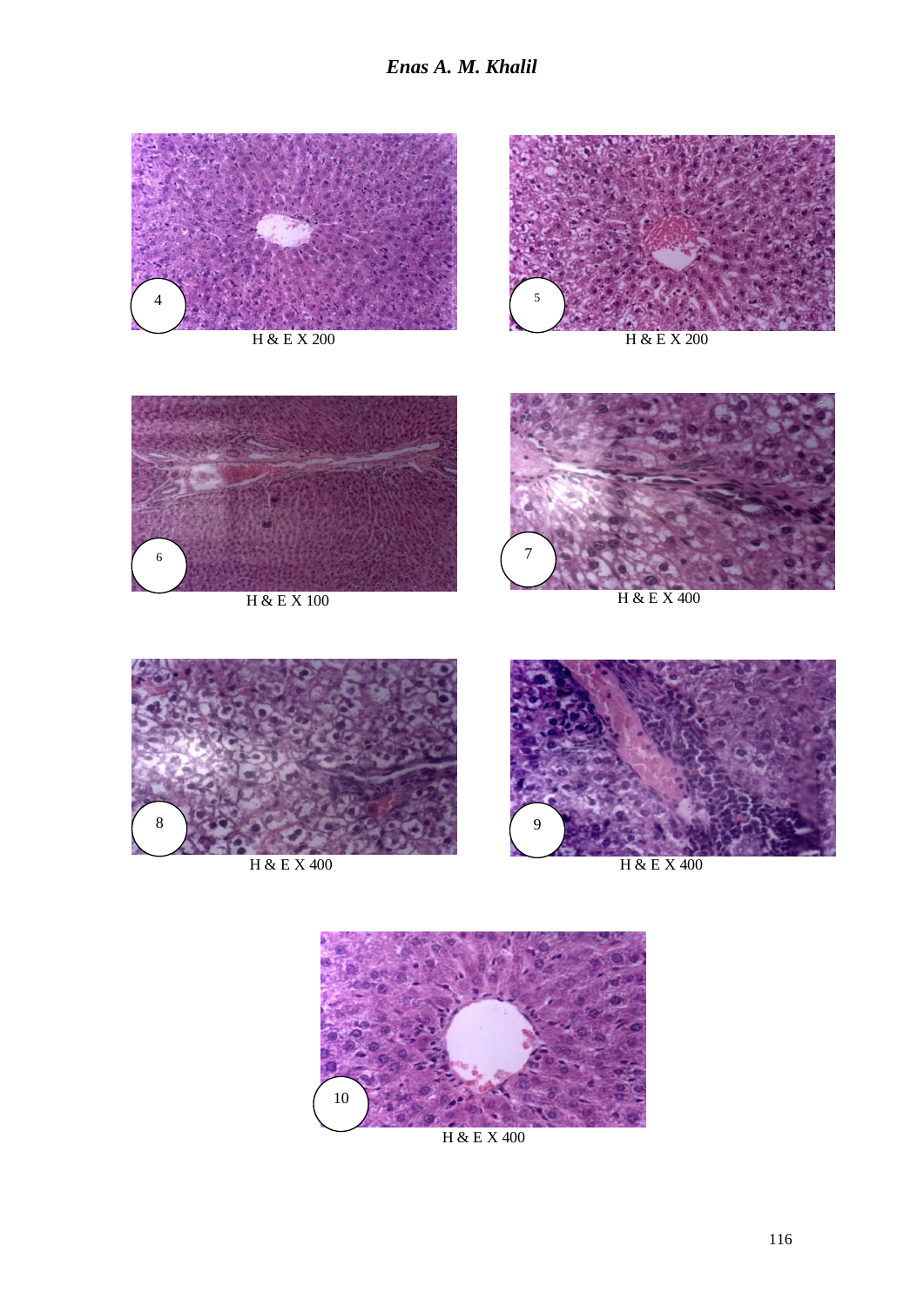H & E X 200

H & E X 200

H & E X 100

H & E X 400

H & E X 400

H & E X 400

H & E X 400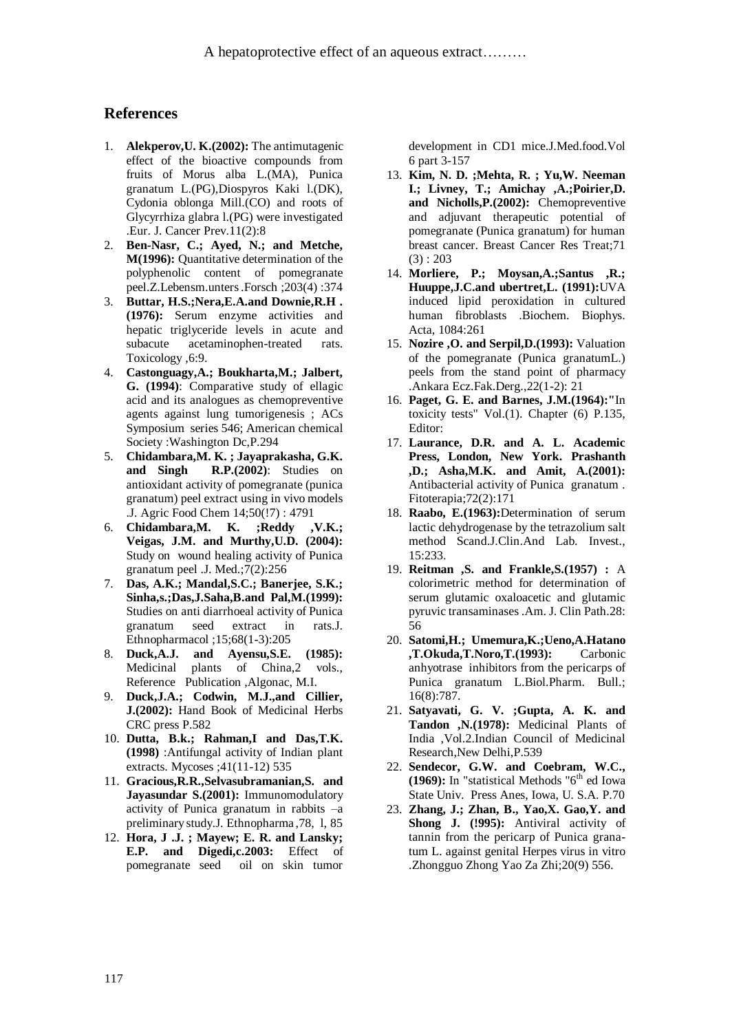## References

1. **Alekperov,U. K.(2002):** The antimutagenic effect of the bioactive compounds from fruits of Morus alba L.(MA), Punica granatum L.(PG),Diospyros Kaki l.(DK), Cydonia oblonga Mill.(CO) and roots of Glycyrrhiza glabra l.(PG) were investigated .Eur. J. Cancer Prev.11(2):8
2. **Ben-Nasr, C.; Ayed, N.; and Metche, M(1996):** Quantitative determination of the polyphenolic content of pomegranate peel.Z.Lebensm.unters .Forsch ;203(4) :374
3. **Buttar, H.S.;Nera,E.A.and Downie,R.H . (1976):** Serum enzyme activities and hepatic triglyceride levels in acute and subacute acetaminophen-treated rats. Toxicology ,6:9.
4. **Castonguagy,A.; Boukharta,M.; Jalbert, G. (1994)**: Comparative study of ellagic acid and its analogues as chemopreventive agents against lung tumorigenesis ; ACs Symposium series 546; American chemical Society :Washington Dc,P.294
5. **Chidambara,M. K. ; Jayaprakasha, G.K. and Singh R.P.(2002)**: Studies on antioxidant activity of pomegranate (punica granatum) peel extract using in vivo models .J. Agric Food Chem 14;50(!7) : 4791
6. **Chidambara,M. K. ;Reddy ,V.K.; Veigas, J.M. and Murthy,U.D. (2004):** Study on wound healing activity of Punica granatum peel .J. Med.;7(2):256
7. **Das, A.K.; Mandal,S.C.; Banerjee, S.K.; Sinha,s.;Das,J.Saha,B.and Pal,M.(1999):** Studies on anti diarrhoeal activity of Punica granatum seed extract in rats.J. Ethnopharmacol ;15;68(1-3):205
8. **Duck,A.J. and Ayensu,S.E. (1985):** Medicinal plants of China,2 vols., Reference Publication ,Algonac, M.I.
9. **Duck,J.A.; Codwin, M.J.,and Cillier, J.(2002):** Hand Book of Medicinal Herbs CRC press P.582
10. **Dutta, B.k.; Rahman,I and Das,T.K. (1998)** :Antifungal activity of Indian plant extracts. Mycoses ;41(11-12) 535
11. **Gracious,R.R.,Selvasubramanian,S. and Jayasundar S.(2001):** Immunomodulatory activity of Punica granatum in rabbits –a preliminary study.J. Ethnopharma ,78, l, 85
12. **Hora, J .J. ; Mayew; E. R. and Lansky; E.P. and Digedi,c.2003:** Effect of pomegranate seed oil on skin tumor development in CD1 mice.J.Med.food.Vol 6 part 3-157
13. **Kim, N. D. ;Mehta, R. ; Yu,W. Neeman I.; Livney, T.; Amichay ,A.;Poirier,D. and Nicholls,P.(2002):** Chemopreventive and adjuvant therapeutic potential of pomegranate (Punica granatum) for human breast cancer. Breast Cancer Res Treat;71 (3) : 203
14. **Morliere, P.; Moysan,A.;Santus ,R.; Huuppe,J.C.and ubertret,L. (1991):**UVA induced lipid peroxidation in cultured human fibroblasts .Biochem. Biophys. Acta, 1084:261
15. **Nozire ,O. and Serpil,D.(1993):** Valuation of the pomegranate (Punica granatumL.) peels from the stand point of pharmacy .Ankara Ecz.Fak.Derg.,22(1-2): 21
16. **Paget, G. E. and Barnes, J.M.(1964):"**In toxicity tests" Vol.(1). Chapter (6) P.135, Editor:
17. **Laurance, D.R. and A. L. Academic Press, London, New York. Prashanth ,D.; Asha,M.K. and Amit, A.(2001):** Antibacterial activity of Punica granatum . Fitoterapia;72(2):171
18. **Raabo, E.(1963):**Determination of serum lactic dehydrogenase by the tetrazolium salt method Scand.J.Clin.And Lab. Invest., 15:233.
19. **Reitman ,S. and Frankle,S.(1957) :** A colorimetric method for determination of serum glutamic oxaloacetic and glutamic pyruvic transaminases .Am. J. Clin Path.28: 56
20. **Satomi,H.; Umemura,K.;Ueno,A.Hatano ,T.Okuda,T.Noro,T.(1993):** Carbonic anhyotrase inhibitors from the pericarps of Punica granatum L.Biol.Pharm. Bull.; 16(8):787.
21. **Satyavati, G. V. ;Gupta, A. K. and Tandon ,N.(1978):** Medicinal Plants of India ,Vol.2.Indian Council of Medicinal Research,New Delhi,P.539
22. **Sendecor, G.W. and Coebram, W.C., (1969):** In "statistical Methods "6th ed Iowa State Univ. Press Anes, Iowa, U. S.A. P.70
23. **Zhang, J.; Zhan, B., Yao,X. Gao,Y. and Shong J. (!995):** Antiviral activity of tannin from the pericarp of Punica granatum L. against genital Herpes virus in vitro .Zhongguo Zhong Yao Za Zhi;20(9) 556.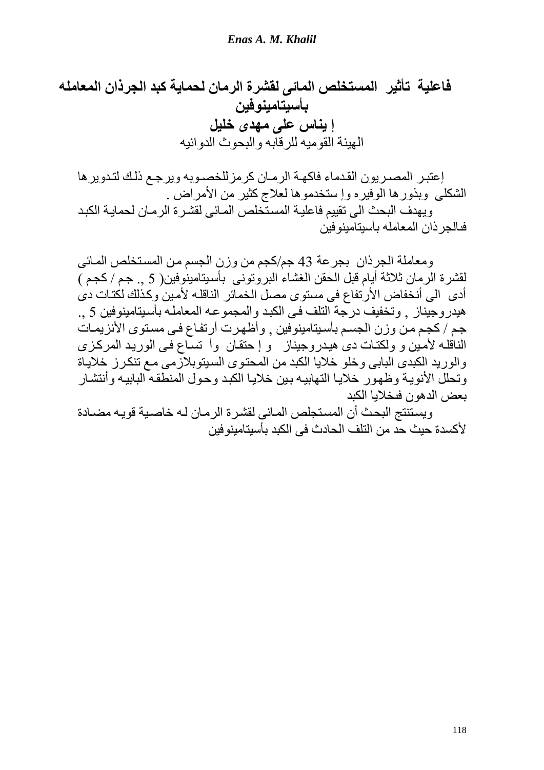# فاعلية تأثير المستخلص المائى لقشرة الرمان لحماية كبد الجرذان المعامله بأسيتامينوفين

**إ يناس على مهدى خليل**

الهيئة القوميه للرقابه والبحوث الدوائيه

إعتبر المصريون القدماء فاكهة الرمان كرمزللخصوبه ويرجع ذلك لتدويرها الشكلى وبذورها الوفيره وإ ستخدموها لعلاج كثير من الأمراض .

ويهدف البحث الى تقييم فاعلية المستخلص المائى لقشرة الرمان لحماية الكبد فىالجرذان المعامله بأسيتامينوفين

ومعاملة الجرذان بجرعة 43 جم/كجم من وزن الجسم من المستخلص المائى لقشرة الرمان ثلاثة أيام قبل الحقن الغشاء البروتونى بأسيتامينوفين( 5 ., جم / كجم ) أدى الى أنخفاض الأرتفاع فى مستوى مصل الخمائر الناقله لأمين وكذلك لكتات دى هيدروجيناز , وتخفيف درجة التلف فى الكبد والمجموعه المعامله بأسيتامينوفين 5 ., جم / كجم من وزن الجسم بأسيتامينوفين , وأظهرت أرتفاع فى مستوى الأنزيمات الناقله لأمين و ولكتات دى هيدروجيناز و إ حتقان وأ تساع فى الوريد المركزى والوريد الكبدى البابى وخلو خلايا الكبد من المحتوى السيتوبلازمى مع تنكرز خلاياة وتحلل الأنوية وظهور خلايا التهابيه بين خلايا الكبد وحول المنطقه البابيه وأنتشار بعض الدهون فىخلايا الكبد

ويستنتج البحث أن المستجلص المائى لقشرة الرمان له خاصية قويه مضادة لأكسدة حيث حد من التلف الحادث فى الكبد بأسيتامينوفين